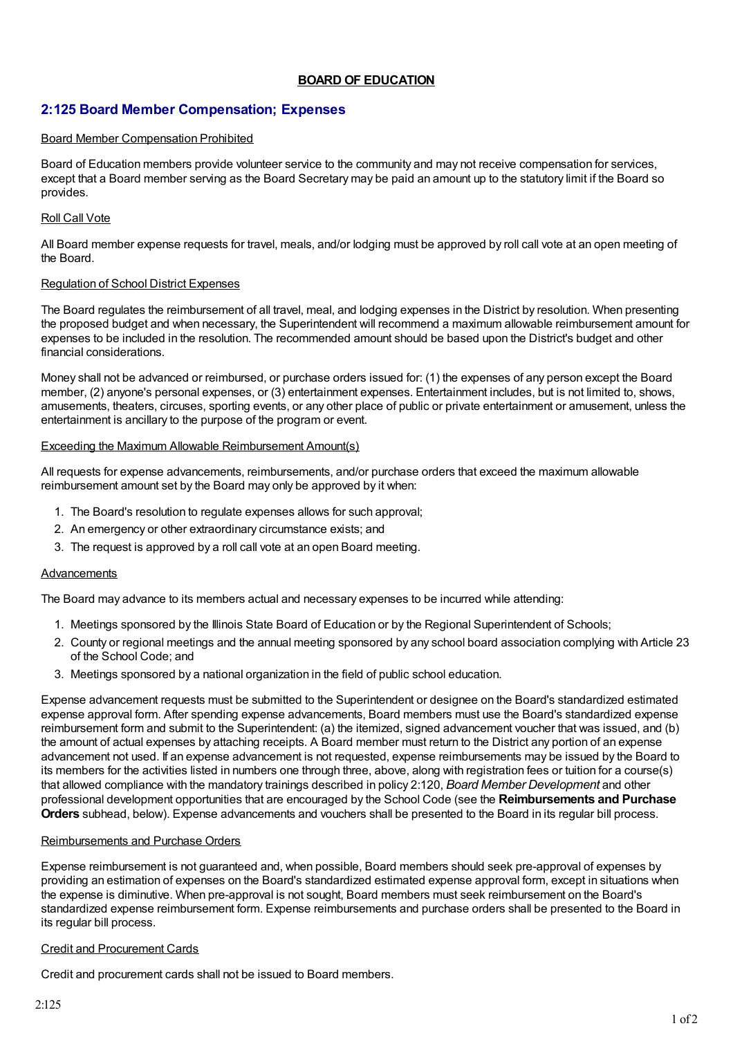**BOARD OF EDUCATION**

## 2:125 Board Member Compensation; Expenses

Board Member Compensation Prohibited

Board of Education members provide volunteer service to the community and may not receive compensation for services, except that a Board member serving as the Board Secretary may be paid an amount up to the statutory limit if the Board so provides.

Roll Call Vote

All Board member expense requests for travel, meals, and/or lodging must be approved by roll call vote at an open meeting of the Board.

Regulation of School District Expenses

The Board regulates the reimbursement of all travel, meal, and lodging expenses in the District by resolution. When presenting the proposed budget and when necessary, the Superintendent will recommend a maximum allowable reimbursement amount for expenses to be included in the resolution. The recommended amount should be based upon the District's budget and other financial considerations.

Money shall not be advanced or reimbursed, or purchase orders issued for: (1) the expenses of any person except the Board member, (2) anyone's personal expenses, or (3) entertainment expenses. Entertainment includes, but is not limited to, shows, amusements, theaters, circuses, sporting events, or any other place of public or private entertainment or amusement, unless the entertainment is ancillary to the purpose of the program or event.

Exceeding the Maximum Allowable Reimbursement Amount(s)

All requests for expense advancements, reimbursements, and/or purchase orders that exceed the maximum allowable reimbursement amount set by the Board may only be approved by it when:

1. The Board's resolution to regulate expenses allows for such approval;
2. An emergency or other extraordinary circumstance exists; and
3. The request is approved by a roll call vote at an open Board meeting.

Advancements

The Board may advance to its members actual and necessary expenses to be incurred while attending:

1. Meetings sponsored by the Illinois State Board of Education or by the Regional Superintendent of Schools;
2. County or regional meetings and the annual meeting sponsored by any school board association complying with Article 23 of the School Code; and
3. Meetings sponsored by a national organization in the field of public school education.

Expense advancement requests must be submitted to the Superintendent or designee on the Board's standardized estimated expense approval form. After spending expense advancements, Board members must use the Board's standardized expense reimbursement form and submit to the Superintendent: (a) the itemized, signed advancement voucher that was issued, and (b) the amount of actual expenses by attaching receipts. A Board member must return to the District any portion of an expense advancement not used. If an expense advancement is not requested, expense reimbursements may be issued by the Board to its members for the activities listed in numbers one through three, above, along with registration fees or tuition for a course(s) that allowed compliance with the mandatory trainings described in policy 2:120, *Board Member Development* and other professional development opportunities that are encouraged by the School Code (see the **Reimbursements and Purchase Orders** subhead, below). Expense advancements and vouchers shall be presented to the Board in its regular bill process.

Reimbursements and Purchase Orders

Expense reimbursement is not guaranteed and, when possible, Board members should seek pre-approval of expenses by providing an estimation of expenses on the Board's standardized estimated expense approval form, except in situations when the expense is diminutive. When pre-approval is not sought, Board members must seek reimbursement on the Board's standardized expense reimbursement form. Expense reimbursements and purchase orders shall be presented to the Board in its regular bill process.

Credit and Procurement Cards

Credit and procurement cards shall not be issued to Board members.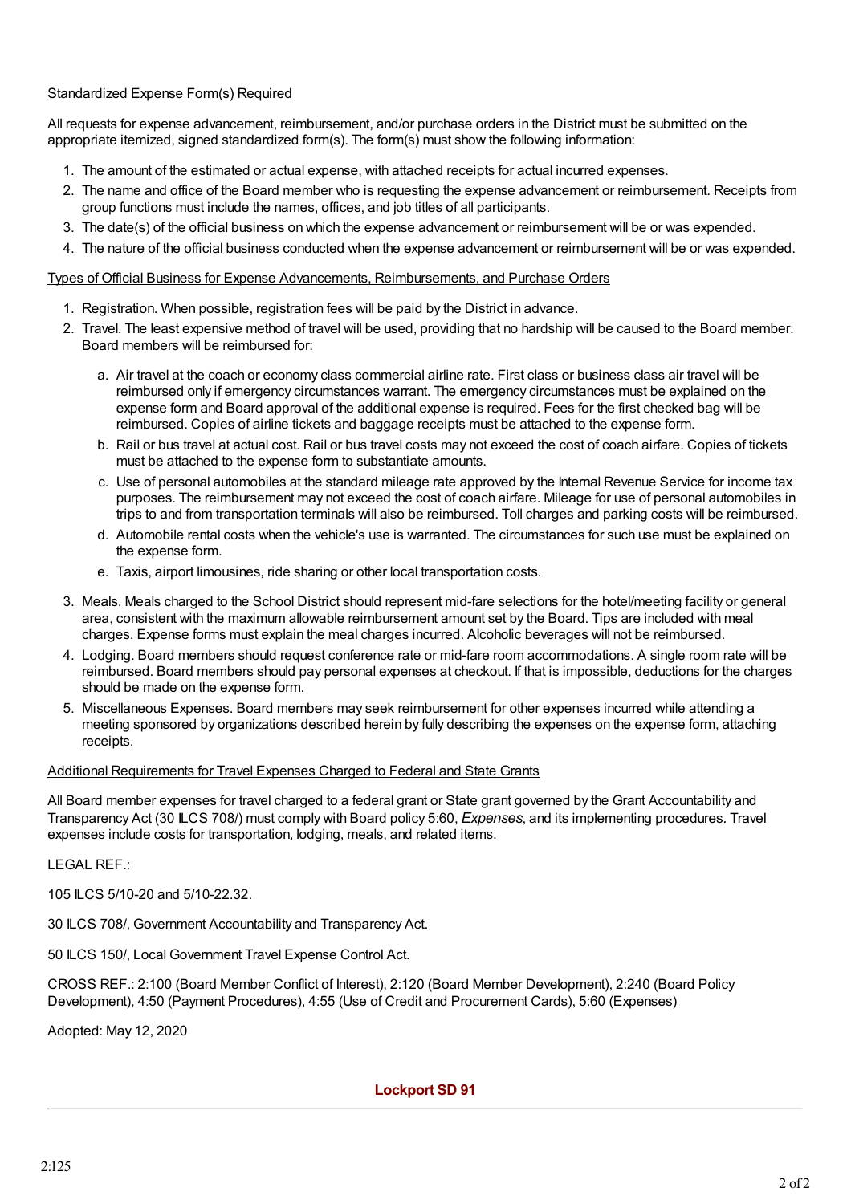Standardized Expense Form(s) Required

All requests for expense advancement, reimbursement, and/or purchase orders in the District must be submitted on the appropriate itemized, signed standardized form(s). The form(s) must show the following information:

1. The amount of the estimated or actual expense, with attached receipts for actual incurred expenses.
2. The name and office of the Board member who is requesting the expense advancement or reimbursement. Receipts from group functions must include the names, offices, and job titles of all participants.
3. The date(s) of the official business on which the expense advancement or reimbursement will be or was expended.
4. The nature of the official business conducted when the expense advancement or reimbursement will be or was expended.

Types of Official Business for Expense Advancements, Reimbursements, and Purchase Orders

1. Registration. When possible, registration fees will be paid by the District in advance.
2. Travel. The least expensive method of travel will be used, providing that no hardship will be caused to the Board member. Board members will be reimbursed for:
   a. Air travel at the coach or economy class commercial airline rate. First class or business class air travel will be reimbursed only if emergency circumstances warrant. The emergency circumstances must be explained on the expense form and Board approval of the additional expense is required. Fees for the first checked bag will be reimbursed. Copies of airline tickets and baggage receipts must be attached to the expense form.
   b. Rail or bus travel at actual cost. Rail or bus travel costs may not exceed the cost of coach airfare. Copies of tickets must be attached to the expense form to substantiate amounts.
   c. Use of personal automobiles at the standard mileage rate approved by the Internal Revenue Service for income tax purposes. The reimbursement may not exceed the cost of coach airfare. Mileage for use of personal automobiles in trips to and from transportation terminals will also be reimbursed. Toll charges and parking costs will be reimbursed.
   d. Automobile rental costs when the vehicle's use is warranted. The circumstances for such use must be explained on the expense form.
   e. Taxis, airport limousines, ride sharing or other local transportation costs.
3. Meals. Meals charged to the School District should represent mid-fare selections for the hotel/meeting facility or general area, consistent with the maximum allowable reimbursement amount set by the Board. Tips are included with meal charges. Expense forms must explain the meal charges incurred. Alcoholic beverages will not be reimbursed.
4. Lodging. Board members should request conference rate or mid-fare room accommodations. A single room rate will be reimbursed. Board members should pay personal expenses at checkout. If that is impossible, deductions for the charges should be made on the expense form.
5. Miscellaneous Expenses. Board members may seek reimbursement for other expenses incurred while attending a meeting sponsored by organizations described herein by fully describing the expenses on the expense form, attaching receipts.

Additional Requirements for Travel Expenses Charged to Federal and State Grants

All Board member expenses for travel charged to a federal grant or State grant governed by the Grant Accountability and Transparency Act (30 ILCS 708/) must comply with Board policy 5:60, *Expenses*, and its implementing procedures. Travel expenses include costs for transportation, lodging, meals, and related items.

LEGAL REF.:

105 ILCS 5/10-20 and 5/10-22.32.

30 ILCS 708/, Government Accountability and Transparency Act.

50 ILCS 150/, Local Government Travel Expense Control Act.

CROSS REF.: 2:100 (Board Member Conflict of Interest), 2:120 (Board Member Development), 2:240 (Board Policy Development), 4:50 (Payment Procedures), 4:55 (Use of Credit and Procurement Cards), 5:60 (Expenses)

Adopted: May 12, 2020

**Lockport SD 91**